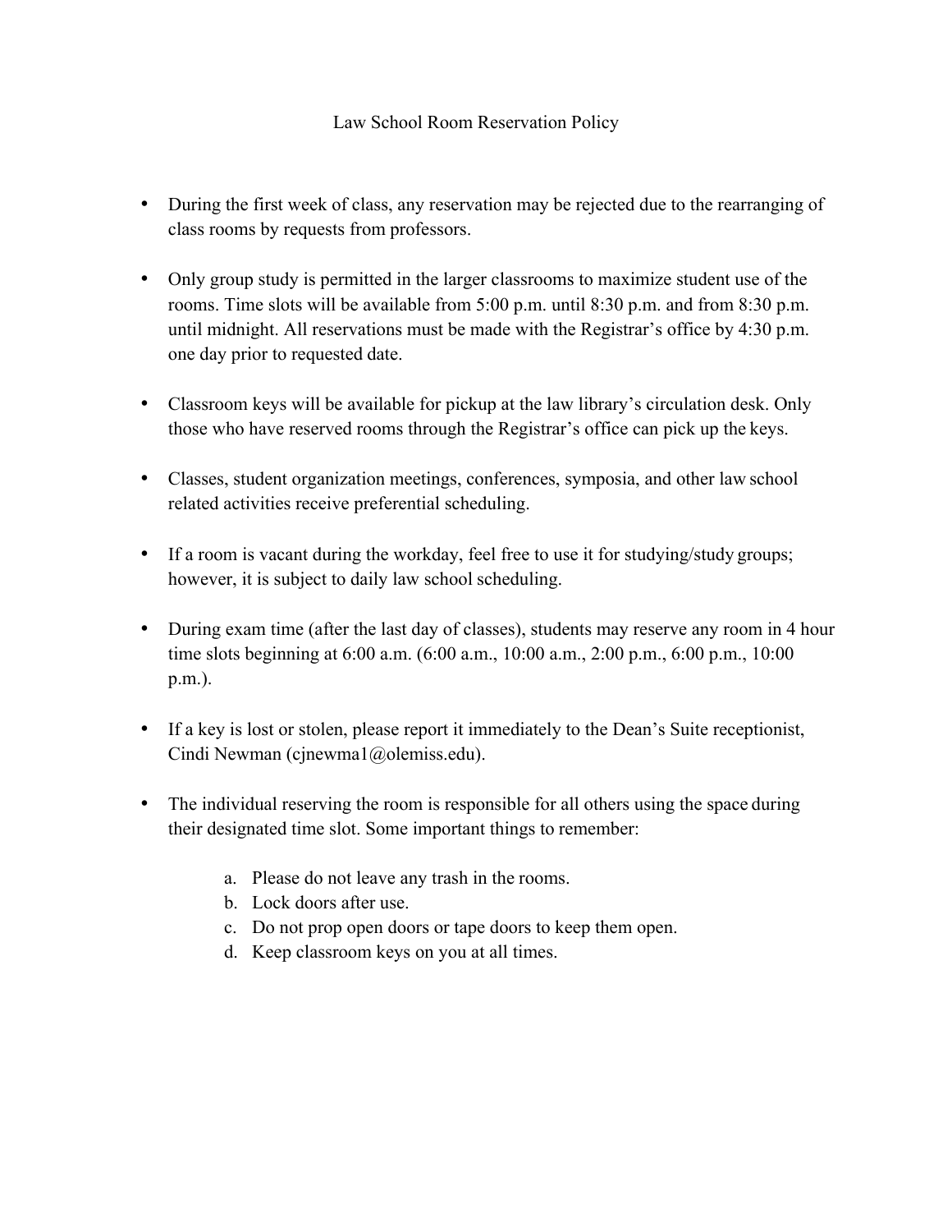# Law School Room Reservation Policy

- During the first week of class, any reservation may be rejected due to the rearranging of class rooms by requests from professors.

- Only group study is permitted in the larger classrooms to maximize student use of the rooms. Time slots will be available from 5:00 p.m. until 8:30 p.m. and from 8:30 p.m. until midnight. All reservations must be made with the Registrar's office by 4:30 p.m. one day prior to requested date.

- Classroom keys will be available for pickup at the law library's circulation desk. Only those who have reserved rooms through the Registrar's office can pick up the keys.

- Classes, student organization meetings, conferences, symposia, and other law school related activities receive preferential scheduling.

- If a room is vacant during the workday, feel free to use it for studying/study groups; however, it is subject to daily law school scheduling.

- During exam time (after the last day of classes), students may reserve any room in 4 hour time slots beginning at 6:00 a.m. (6:00 a.m., 10:00 a.m., 2:00 p.m., 6:00 p.m., 10:00 p.m.).

- If a key is lost or stolen, please report it immediately to the Dean's Suite receptionist, Cindi Newman (cjnewma1@olemiss.edu).

- The individual reserving the room is responsible for all others using the space during their designated time slot. Some important things to remember:

  a. Please do not leave any trash in the rooms.
  b. Lock doors after use.
  c. Do not prop open doors or tape doors to keep them open.
  d. Keep classroom keys on you at all times.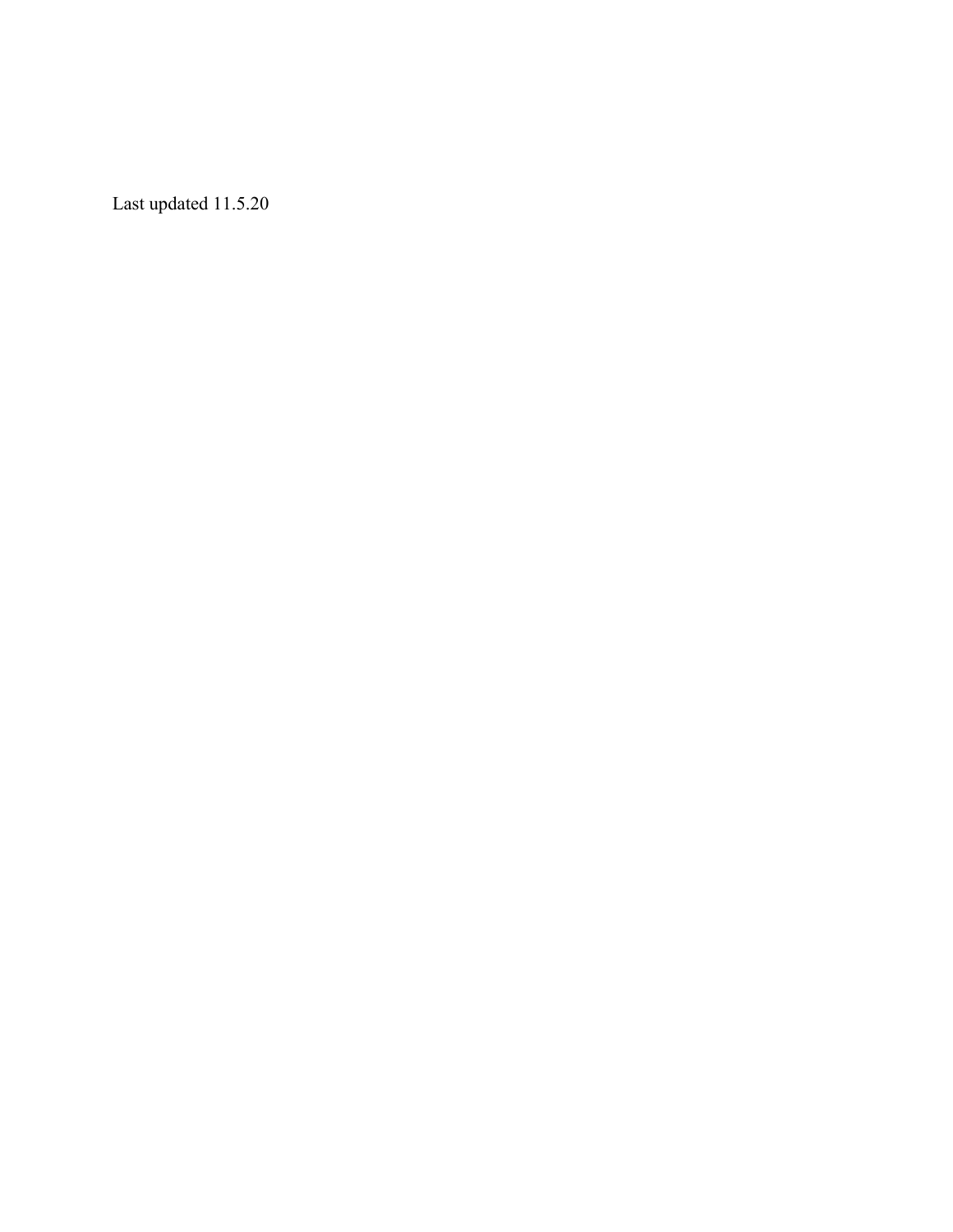Last updated 11.5.20